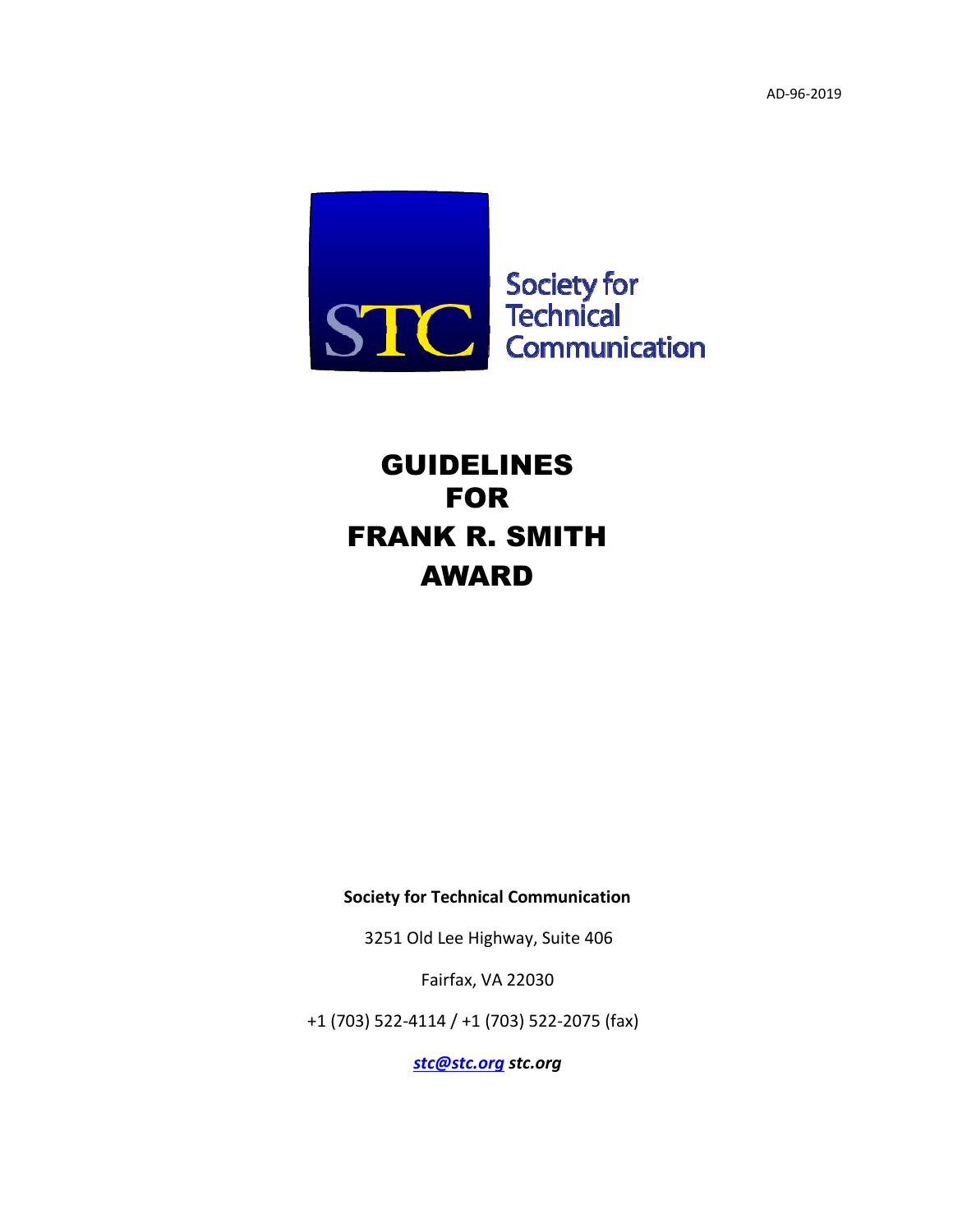AD-96-2019

Society for Technical Communication

# GUIDELINES FOR FRANK R. SMITH AWARD

**Society for Technical Communication**

3251 Old Lee Highway, Suite 406

Fairfax, VA 22030

+1 (703) 522-4114 / +1 (703) 522-2075 (fax)

***stc@stc.org*** ***stc.org***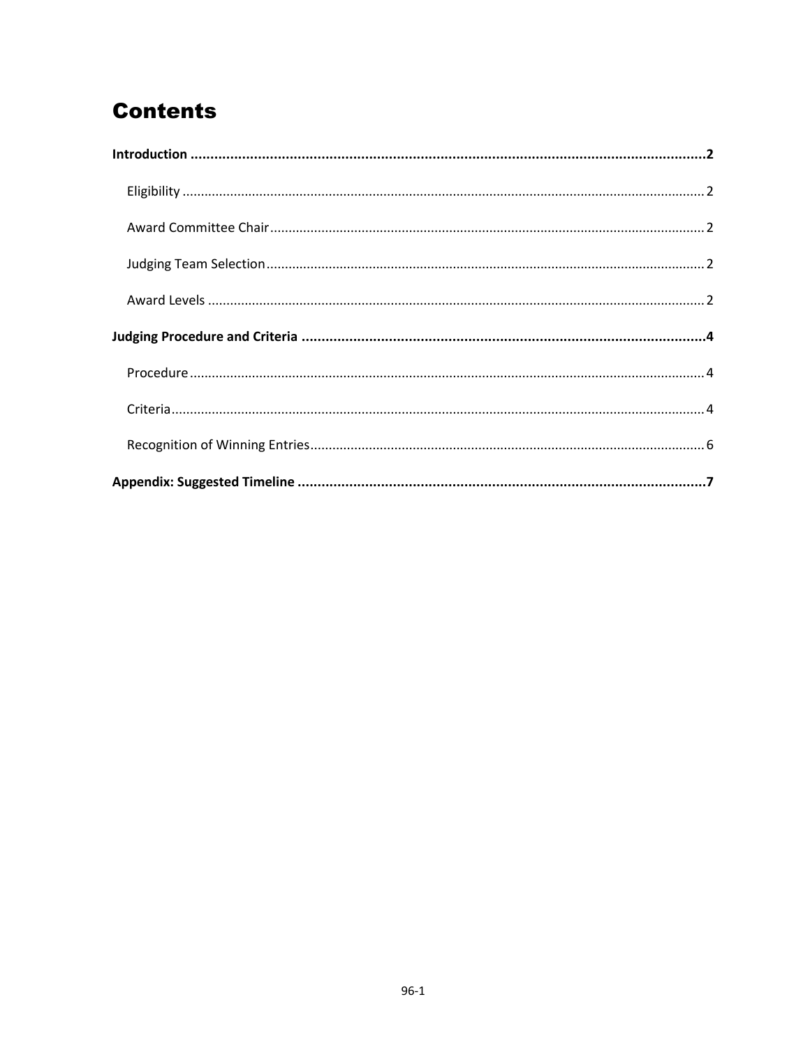# Contents

**Introduction ..... 2**

- Eligibility ..... 2
- Award Committee Chair ..... 2
- Judging Team Selection ..... 2
- Award Levels ..... 2

**Judging Procedure and Criteria ..... 4**

- Procedure ..... 4
- Criteria ..... 4
- Recognition of Winning Entries ..... 6

**Appendix: Suggested Timeline ..... 7**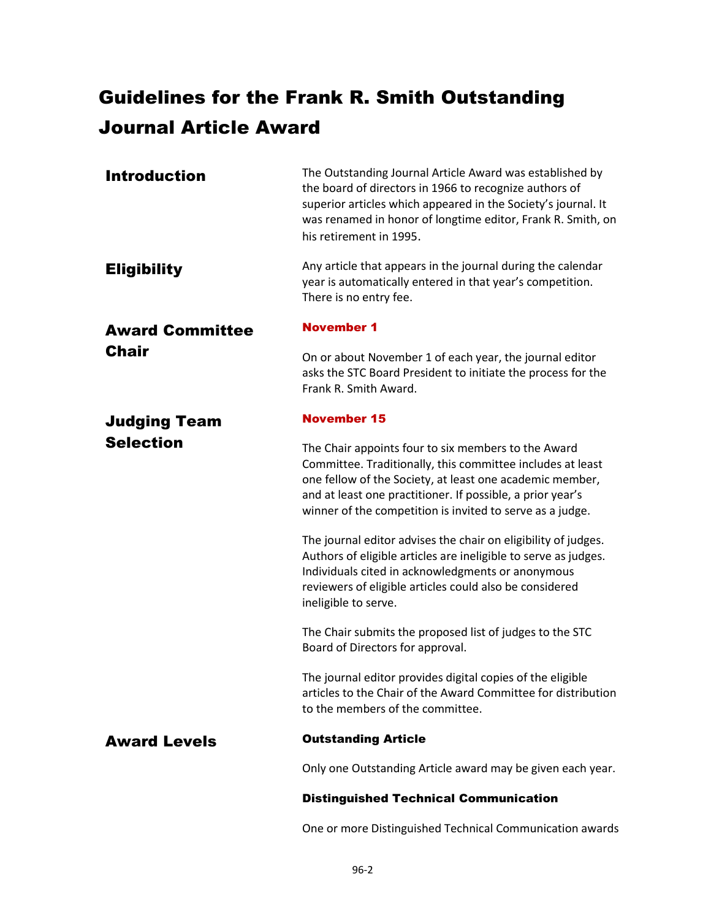# Guidelines for the Frank R. Smith Outstanding Journal Article Award

## Introduction

The Outstanding Journal Article Award was established by the board of directors in 1966 to recognize authors of superior articles which appeared in the Society's journal. It was renamed in honor of longtime editor, Frank R. Smith, on his retirement in 1995.

## Eligibility

Any article that appears in the journal during the calendar year is automatically entered in that year's competition. There is no entry fee.

## Award Committee Chair

**November 1**

On or about November 1 of each year, the journal editor asks the STC Board President to initiate the process for the Frank R. Smith Award.

## Judging Team Selection

**November 15**

The Chair appoints four to six members to the Award Committee. Traditionally, this committee includes at least one fellow of the Society, at least one academic member, and at least one practitioner. If possible, a prior year's winner of the competition is invited to serve as a judge.

The journal editor advises the chair on eligibility of judges. Authors of eligible articles are ineligible to serve as judges. Individuals cited in acknowledgments or anonymous reviewers of eligible articles could also be considered ineligible to serve.

The Chair submits the proposed list of judges to the STC Board of Directors for approval.

The journal editor provides digital copies of the eligible articles to the Chair of the Award Committee for distribution to the members of the committee.

## Award Levels

### Outstanding Article

Only one Outstanding Article award may be given each year.

### Distinguished Technical Communication

One or more Distinguished Technical Communication awards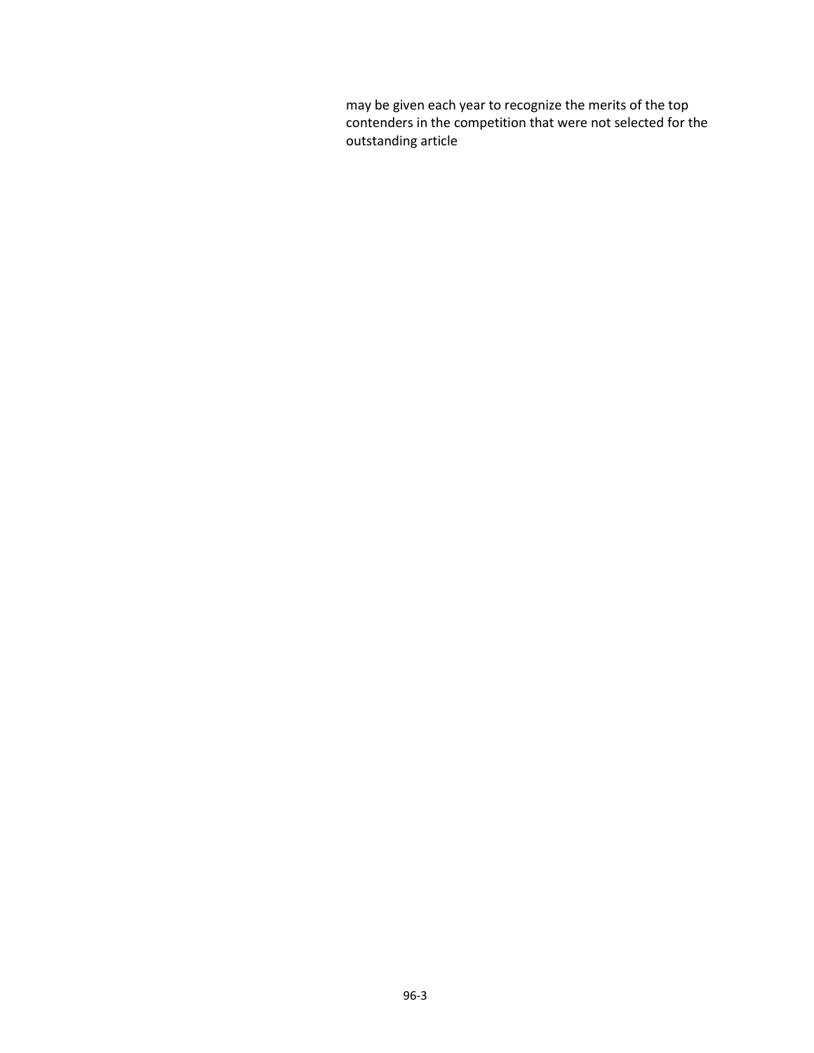may be given each year to recognize the merits of the top contenders in the competition that were not selected for the outstanding article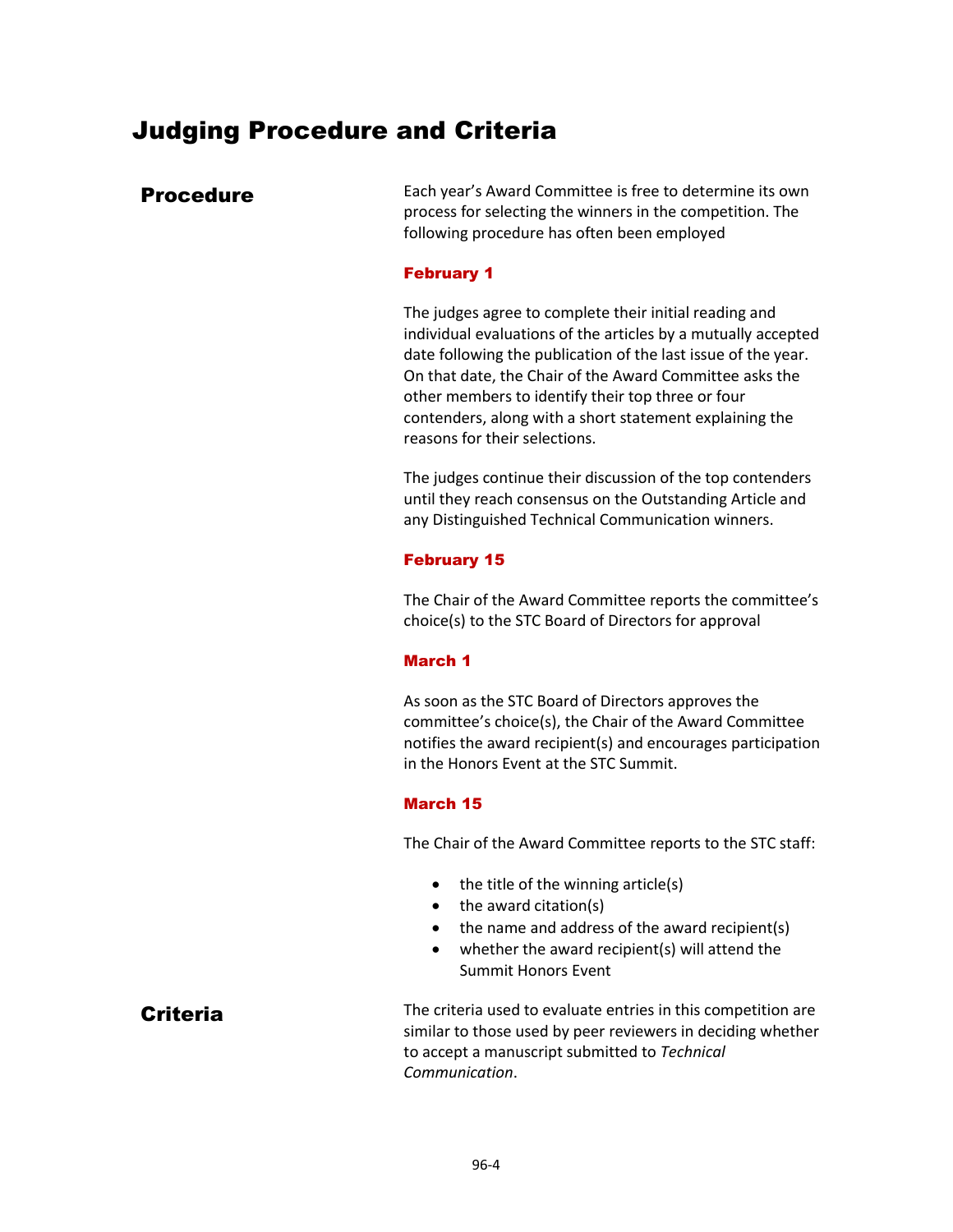# Judging Procedure and Criteria

## Procedure

Each year's Award Committee is free to determine its own process for selecting the winners in the competition. The following procedure has often been employed

### February 1

The judges agree to complete their initial reading and individual evaluations of the articles by a mutually accepted date following the publication of the last issue of the year. On that date, the Chair of the Award Committee asks the other members to identify their top three or four contenders, along with a short statement explaining the reasons for their selections.

The judges continue their discussion of the top contenders until they reach consensus on the Outstanding Article and any Distinguished Technical Communication winners.

### February 15

The Chair of the Award Committee reports the committee's choice(s) to the STC Board of Directors for approval

### March 1

As soon as the STC Board of Directors approves the committee's choice(s), the Chair of the Award Committee notifies the award recipient(s) and encourages participation in the Honors Event at the STC Summit.

### March 15

The Chair of the Award Committee reports to the STC staff:

- the title of the winning article(s)
- the award citation(s)
- the name and address of the award recipient(s)
- whether the award recipient(s) will attend the Summit Honors Event

## Criteria

The criteria used to evaluate entries in this competition are similar to those used by peer reviewers in deciding whether to accept a manuscript submitted to *Technical Communication*.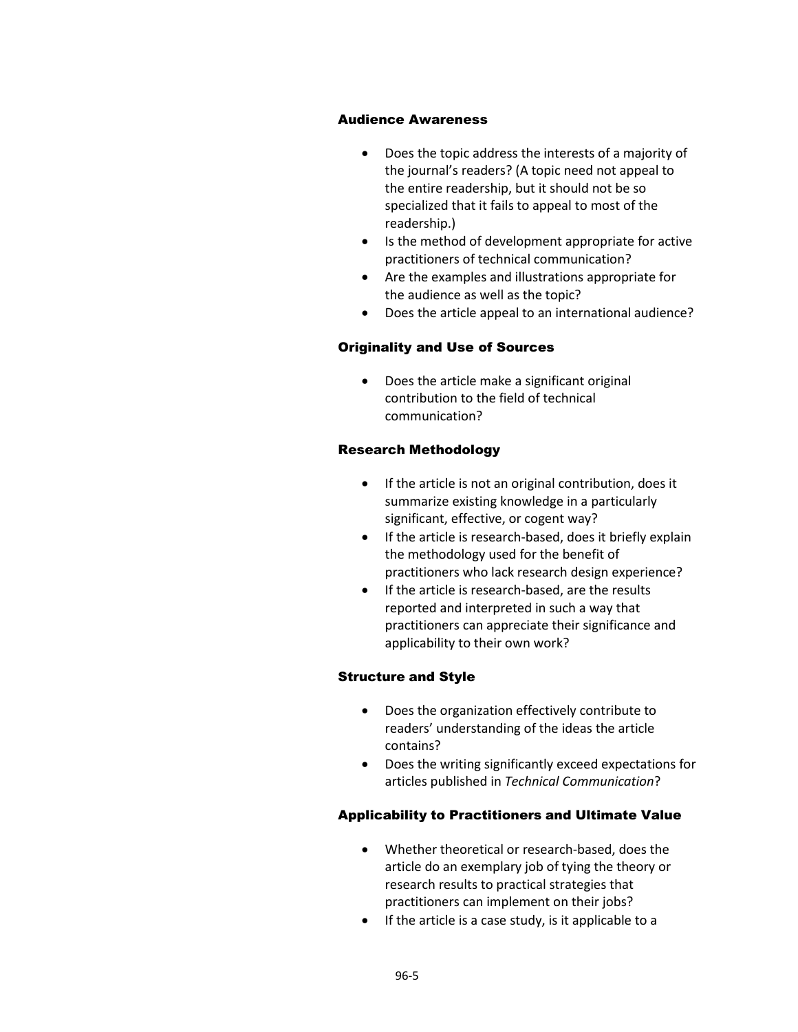### Audience Awareness

- Does the topic address the interests of a majority of the journal's readers? (A topic need not appeal to the entire readership, but it should not be so specialized that it fails to appeal to most of the readership.)
- Is the method of development appropriate for active practitioners of technical communication?
- Are the examples and illustrations appropriate for the audience as well as the topic?
- Does the article appeal to an international audience?

### Originality and Use of Sources

- Does the article make a significant original contribution to the field of technical communication?

### Research Methodology

- If the article is not an original contribution, does it summarize existing knowledge in a particularly significant, effective, or cogent way?
- If the article is research-based, does it briefly explain the methodology used for the benefit of practitioners who lack research design experience?
- If the article is research-based, are the results reported and interpreted in such a way that practitioners can appreciate their significance and applicability to their own work?

### Structure and Style

- Does the organization effectively contribute to readers' understanding of the ideas the article contains?
- Does the writing significantly exceed expectations for articles published in *Technical Communication*?

### Applicability to Practitioners and Ultimate Value

- Whether theoretical or research-based, does the article do an exemplary job of tying the theory or research results to practical strategies that practitioners can implement on their jobs?
- If the article is a case study, is it applicable to a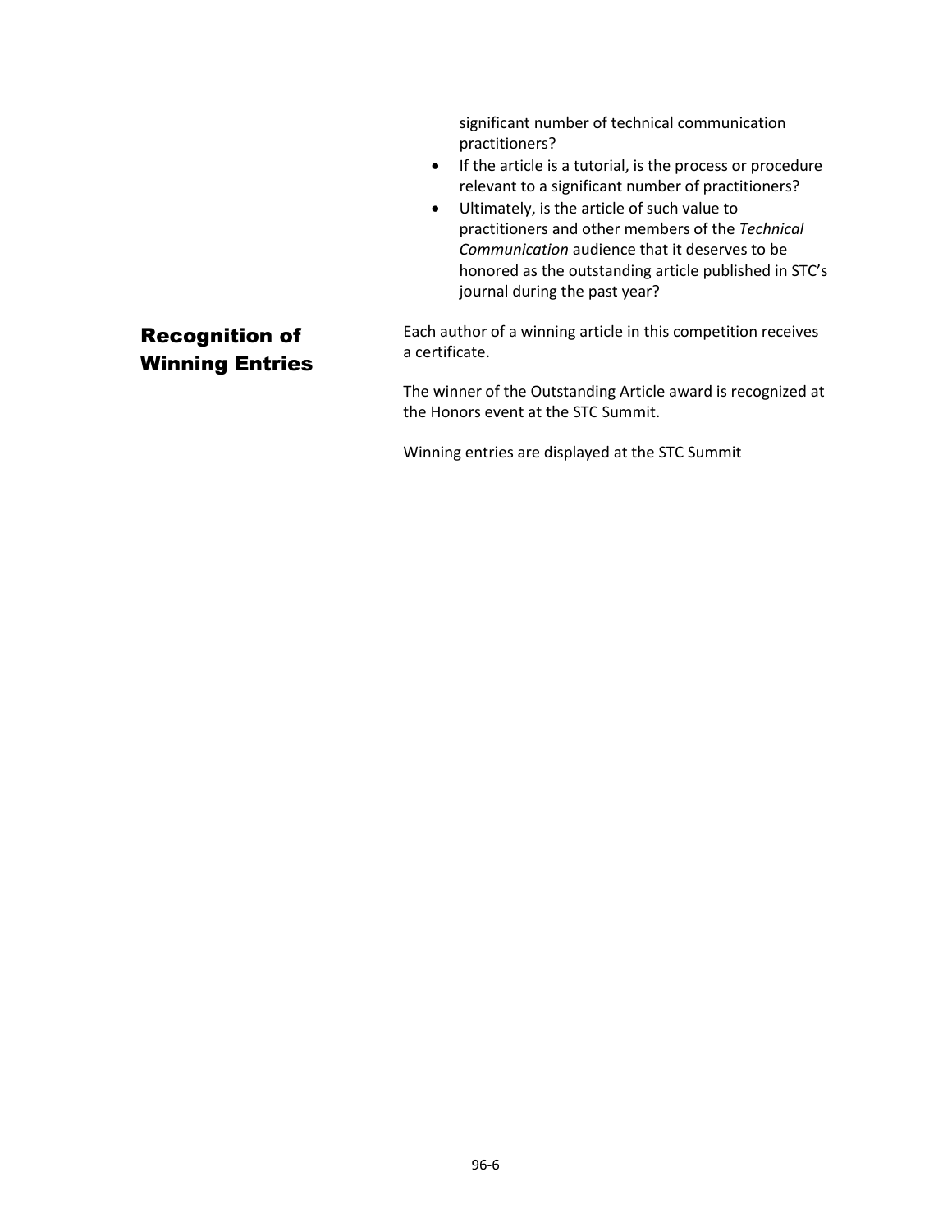significant number of technical communication practitioners?

- If the article is a tutorial, is the process or procedure relevant to a significant number of practitioners?
- Ultimately, is the article of such value to practitioners and other members of the *Technical Communication* audience that it deserves to be honored as the outstanding article published in STC's journal during the past year?

## Recognition of Winning Entries

Each author of a winning article in this competition receives a certificate.

The winner of the Outstanding Article award is recognized at the Honors event at the STC Summit.

Winning entries are displayed at the STC Summit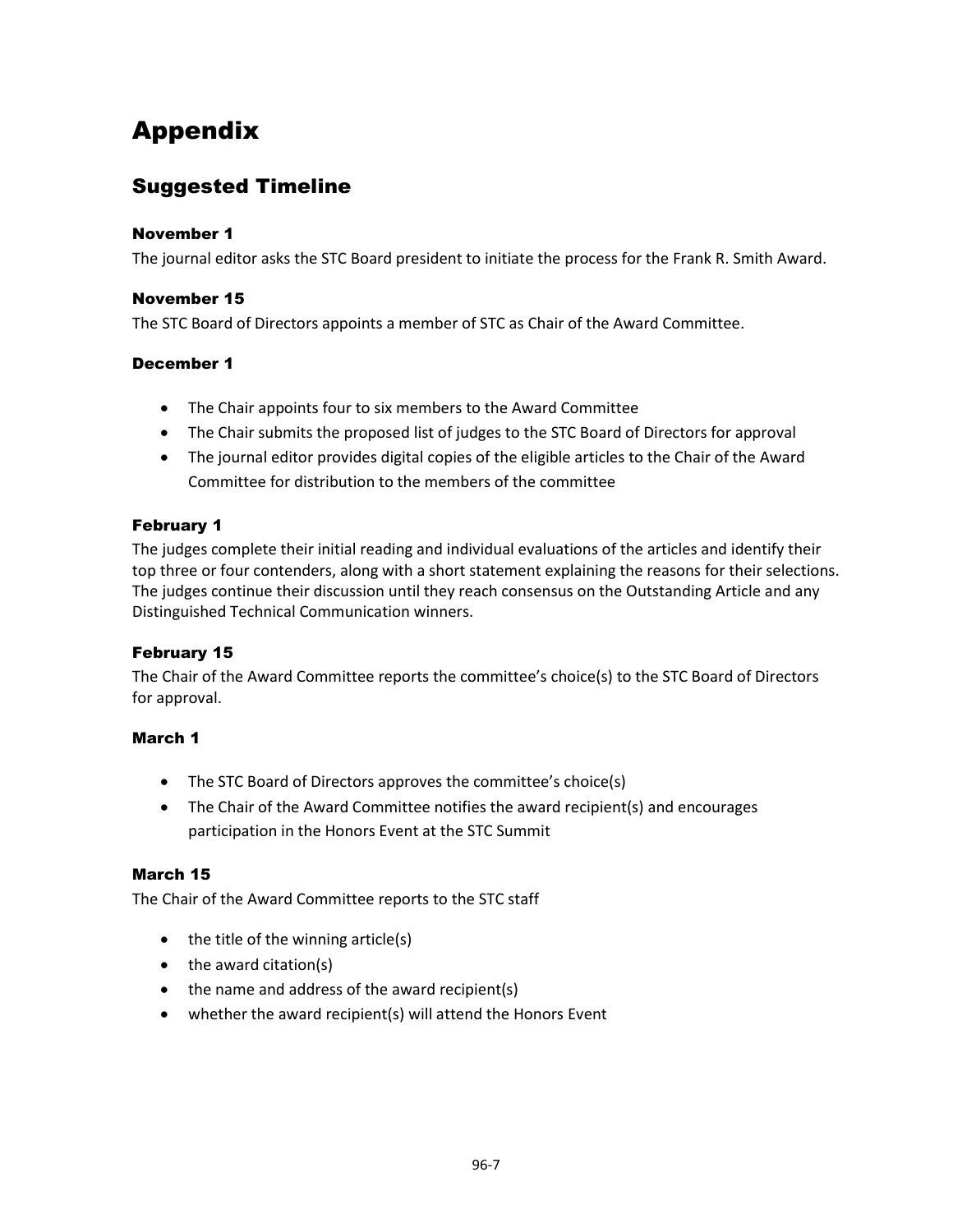# Appendix

## Suggested Timeline

### November 1

The journal editor asks the STC Board president to initiate the process for the Frank R. Smith Award.

### November 15

The STC Board of Directors appoints a member of STC as Chair of the Award Committee.

### December 1

- The Chair appoints four to six members to the Award Committee
- The Chair submits the proposed list of judges to the STC Board of Directors for approval
- The journal editor provides digital copies of the eligible articles to the Chair of the Award Committee for distribution to the members of the committee

### February 1

The judges complete their initial reading and individual evaluations of the articles and identify their top three or four contenders, along with a short statement explaining the reasons for their selections. The judges continue their discussion until they reach consensus on the Outstanding Article and any Distinguished Technical Communication winners.

### February 15

The Chair of the Award Committee reports the committee's choice(s) to the STC Board of Directors for approval.

### March 1

- The STC Board of Directors approves the committee's choice(s)
- The Chair of the Award Committee notifies the award recipient(s) and encourages participation in the Honors Event at the STC Summit

### March 15

The Chair of the Award Committee reports to the STC staff

- the title of the winning article(s)
- the award citation(s)
- the name and address of the award recipient(s)
- whether the award recipient(s) will attend the Honors Event